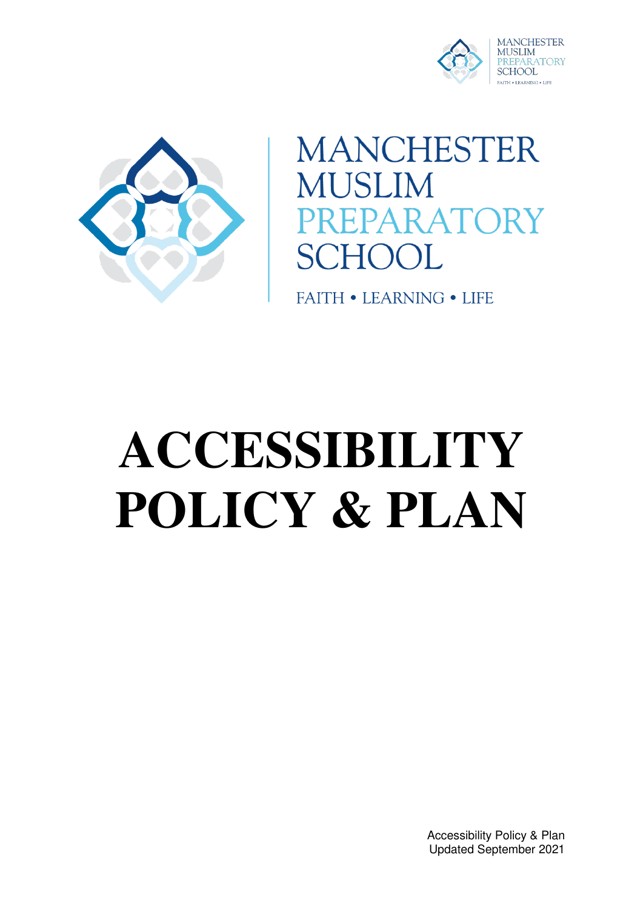MANCHESTER MUSLIM PREPARATORY SCHOOL

FAITH • LEARNING • LIFE

# ACCESSIBILITY POLICY & PLAN

Accessibility Policy & Plan
Updated September 2021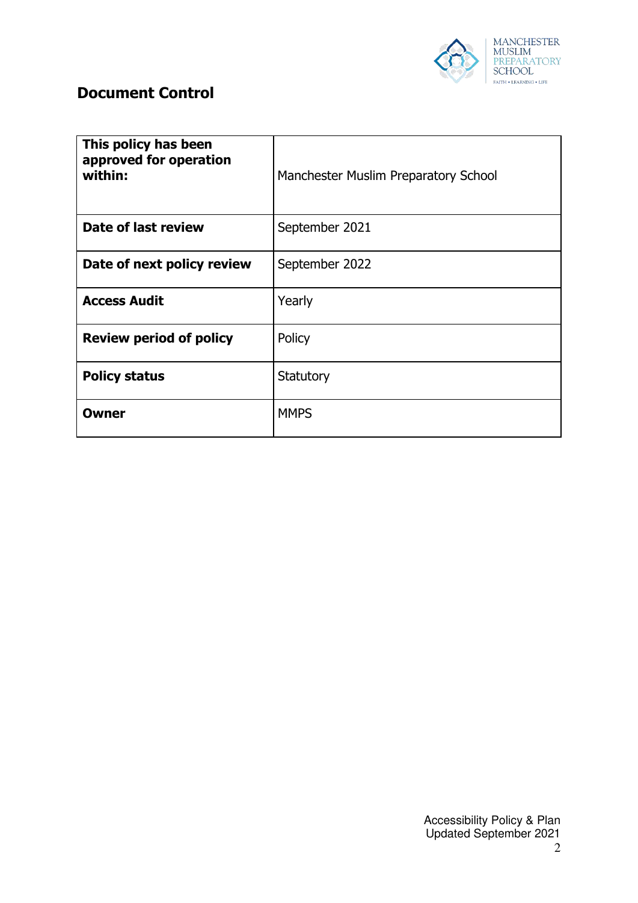## Document Control

| This policy has been approved for operation within: | Manchester Muslim Preparatory School |
|---|---|
| **Date of last review** | September 2021 |
| **Date of next policy review** | September 2022 |
| **Access Audit** | Yearly |
| **Review period of policy** | Policy |
| **Policy status** | Statutory |
| **Owner** | MMPS |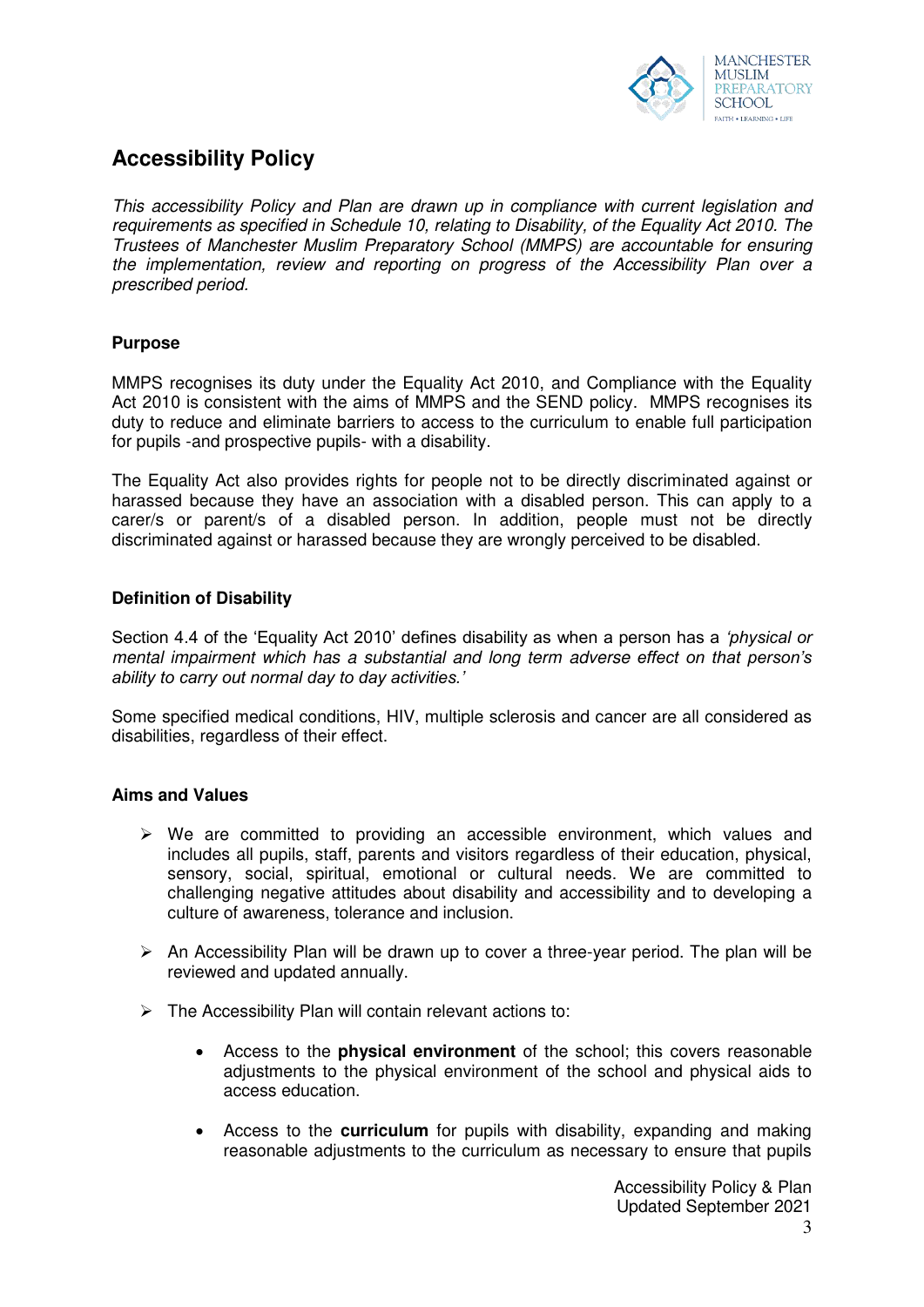## Accessibility Policy

*This accessibility Policy and Plan are drawn up in compliance with current legislation and requirements as specified in Schedule 10, relating to Disability, of the Equality Act 2010. The Trustees of Manchester Muslim Preparatory School (MMPS) are accountable for ensuring the implementation, review and reporting on progress of the Accessibility Plan over a prescribed period.*

### Purpose

MMPS recognises its duty under the Equality Act 2010, and Compliance with the Equality Act 2010 is consistent with the aims of MMPS and the SEND policy. MMPS recognises its duty to reduce and eliminate barriers to access to the curriculum to enable full participation for pupils -and prospective pupils- with a disability.

The Equality Act also provides rights for people not to be directly discriminated against or harassed because they have an association with a disabled person. This can apply to a carer/s or parent/s of a disabled person. In addition, people must not be directly discriminated against or harassed because they are wrongly perceived to be disabled.

### Definition of Disability

Section 4.4 of the 'Equality Act 2010' defines disability as when a person has a *'physical or mental impairment which has a substantial and long term adverse effect on that person's ability to carry out normal day to day activities.'*

Some specified medical conditions, HIV, multiple sclerosis and cancer are all considered as disabilities, regardless of their effect.

### Aims and Values

- We are committed to providing an accessible environment, which values and includes all pupils, staff, parents and visitors regardless of their education, physical, sensory, social, spiritual, emotional or cultural needs. We are committed to challenging negative attitudes about disability and accessibility and to developing a culture of awareness, tolerance and inclusion.

- An Accessibility Plan will be drawn up to cover a three-year period. The plan will be reviewed and updated annually.

- The Accessibility Plan will contain relevant actions to:

    - Access to the **physical environment** of the school; this covers reasonable adjustments to the physical environment of the school and physical aids to access education.

    - Access to the **curriculum** for pupils with disability, expanding and making reasonable adjustments to the curriculum as necessary to ensure that pupils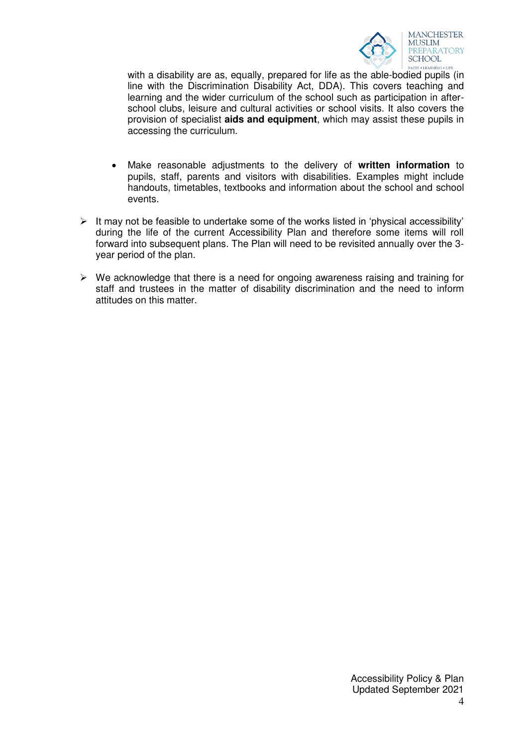with a disability are as, equally, prepared for life as the able-bodied pupils (in line with the Discrimination Disability Act, DDA). This covers teaching and learning and the wider curriculum of the school such as participation in after-school clubs, leisure and cultural activities or school visits. It also covers the provision of specialist **aids and equipment**, which may assist these pupils in accessing the curriculum.

- Make reasonable adjustments to the delivery of **written information** to pupils, staff, parents and visitors with disabilities. Examples might include handouts, timetables, textbooks and information about the school and school events.

➢ It may not be feasible to undertake some of the works listed in 'physical accessibility' during the life of the current Accessibility Plan and therefore some items will roll forward into subsequent plans. The Plan will need to be revisited annually over the 3-year period of the plan.

➢ We acknowledge that there is a need for ongoing awareness raising and training for staff and trustees in the matter of disability discrimination and the need to inform attitudes on this matter.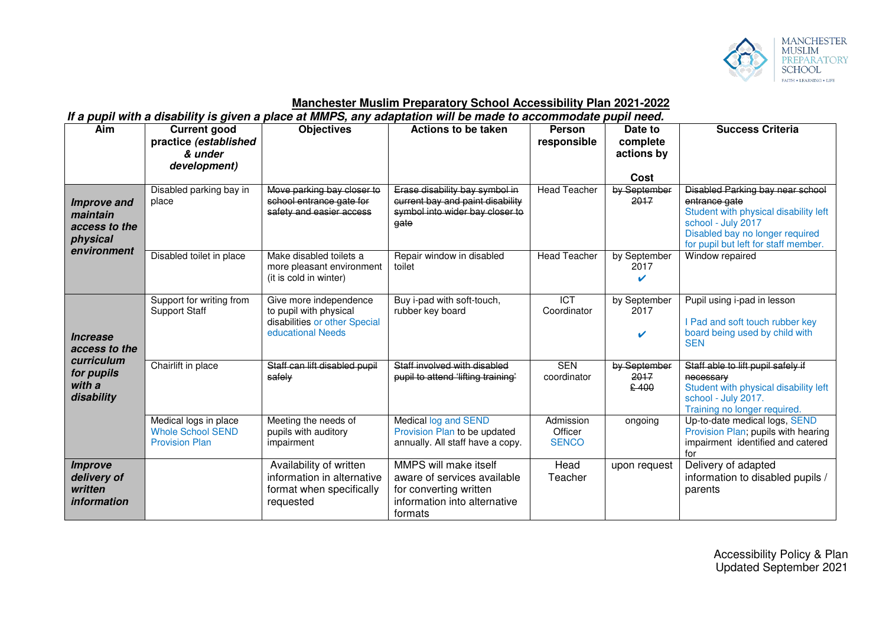# Manchester Muslim Preparatory School Accessibility Plan 2021-2022

***If a pupil with a disability is given a place at MMPS, any adaptation will be made to accommodate pupil need.***

| Aim | Current good practice *(established & under development)* | Objectives | Actions to be taken | Person responsible | Date to complete actions by<br><br>Cost | Success Criteria |
|---|---|---|---|---|---|---|
| ***Improve and maintain access to the physical environment*** | Disabled parking bay in place | ~~Move parking bay closer to school entrance gate for safety and easier access~~ | ~~Erase disability bay symbol in current bay and paint disability symbol into wider bay closer to gate~~ | Head Teacher | ~~by September 2017~~ | ~~Disabled Parking bay near school entrance gate~~<br>Student with physical disability left school - July 2017<br>Disabled bay no longer required for pupil but left for staff member. |
| | Disabled toilet in place | Make disabled toilets a more pleasant environment (it is cold in winter) | Repair window in disabled toilet | Head Teacher | by September 2017<br>✔ | Window repaired |
| ***Increase access to the curriculum for pupils with a disability*** | Support for writing from Support Staff | Give more independence to pupil with physical disabilities or other Special educational Needs | Buy i-pad with soft-touch, rubber key board | ICT Coordinator | by September 2017<br>✔ | Pupil using i-pad in lesson<br><br>I Pad and soft touch rubber key board being used by child with SEN |
| | Chairlift in place | ~~Staff can lift disabled pupil safely~~ | ~~Staff involved with disabled pupil to attend 'lifting training'~~ | SEN coordinator | ~~by September 2017~~<br>~~£400~~ | ~~Staff able to lift pupil safely if necessary~~<br>Student with physical disability left school - July 2017.<br>Training no longer required. |
| | Medical logs in place<br>Whole School SEND Provision Plan | Meeting the needs of pupils with auditory impairment | Medical log and SEND Provision Plan to be updated annually. All staff have a copy. | Admission Officer<br>SENCO | ongoing | Up-to-date medical logs, SEND Provision Plan; pupils with hearing impairment identified and catered for |
| ***Improve delivery of written information*** | | Availability of written information in alternative format when specifically requested | MMPS will make itself aware of services available for converting written information into alternative formats | Head Teacher | upon request | Delivery of adapted information to disabled pupils / parents |

Accessibility Policy & Plan
Updated September 2021